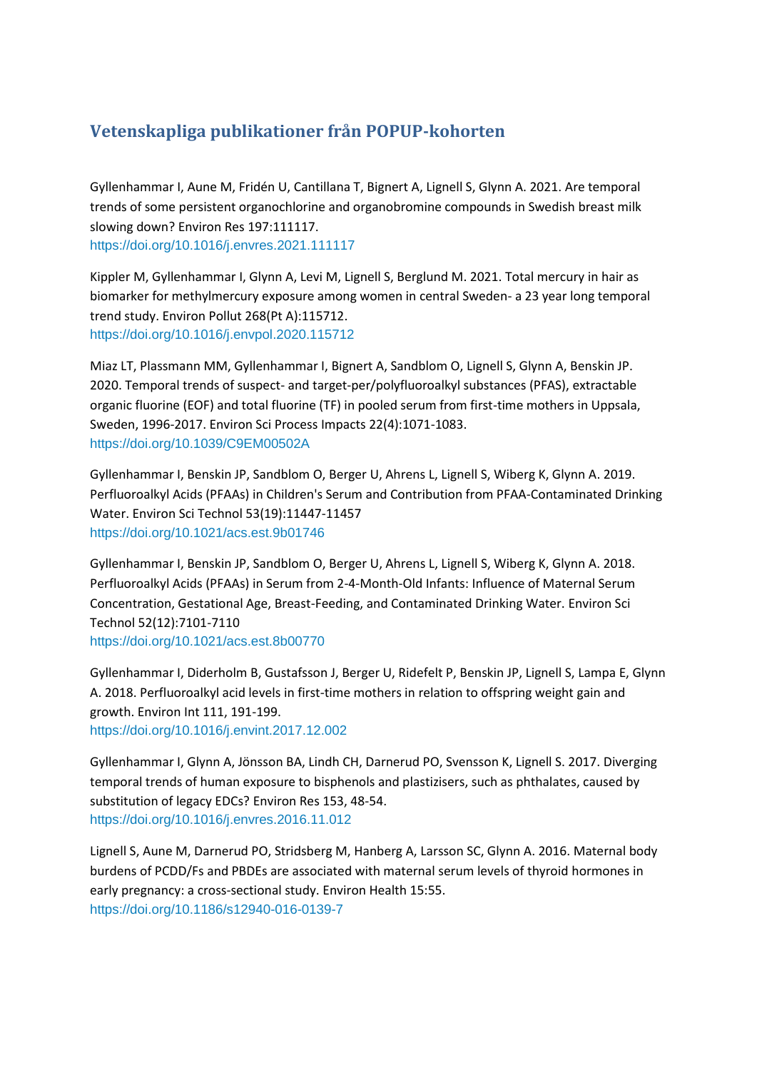# Vetenskapliga publikationer från POPUP-kohorten

Gyllenhammar I, Aune M, Fridén U, Cantillana T, Bignert A, Lignell S, Glynn A. 2021. Are temporal trends of some persistent organochlorine and organobromine compounds in Swedish breast milk slowing down? Environ Res 197:111117.
https://doi.org/10.1016/j.envres.2021.111117

Kippler M, Gyllenhammar I, Glynn A, Levi M, Lignell S, Berglund M. 2021. Total mercury in hair as biomarker for methylmercury exposure among women in central Sweden- a 23 year long temporal trend study. Environ Pollut 268(Pt A):115712.
https://doi.org/10.1016/j.envpol.2020.115712

Miaz LT, Plassmann MM, Gyllenhammar I, Bignert A, Sandblom O, Lignell S, Glynn A, Benskin JP. 2020. Temporal trends of suspect- and target-per/polyfluoroalkyl substances (PFAS), extractable organic fluorine (EOF) and total fluorine (TF) in pooled serum from first-time mothers in Uppsala, Sweden, 1996-2017. Environ Sci Process Impacts 22(4):1071-1083.
https://doi.org/10.1039/C9EM00502A

Gyllenhammar I, Benskin JP, Sandblom O, Berger U, Ahrens L, Lignell S, Wiberg K, Glynn A. 2019. Perfluoroalkyl Acids (PFAAs) in Children's Serum and Contribution from PFAA-Contaminated Drinking Water. Environ Sci Technol 53(19):11447-11457
https://doi.org/10.1021/acs.est.9b01746

Gyllenhammar I, Benskin JP, Sandblom O, Berger U, Ahrens L, Lignell S, Wiberg K, Glynn A. 2018. Perfluoroalkyl Acids (PFAAs) in Serum from 2-4-Month-Old Infants: Influence of Maternal Serum Concentration, Gestational Age, Breast-Feeding, and Contaminated Drinking Water. Environ Sci Technol 52(12):7101-7110
https://doi.org/10.1021/acs.est.8b00770

Gyllenhammar I, Diderholm B, Gustafsson J, Berger U, Ridefelt P, Benskin JP, Lignell S, Lampa E, Glynn A. 2018. Perfluoroalkyl acid levels in first-time mothers in relation to offspring weight gain and growth. Environ Int 111, 191-199.
https://doi.org/10.1016/j.envint.2017.12.002

Gyllenhammar I, Glynn A, Jönsson BA, Lindh CH, Darnerud PO, Svensson K, Lignell S. 2017. Diverging temporal trends of human exposure to bisphenols and plastizisers, such as phthalates, caused by substitution of legacy EDCs? Environ Res 153, 48-54.
https://doi.org/10.1016/j.envres.2016.11.012

Lignell S, Aune M, Darnerud PO, Stridsberg M, Hanberg A, Larsson SC, Glynn A. 2016. Maternal body burdens of PCDD/Fs and PBDEs are associated with maternal serum levels of thyroid hormones in early pregnancy: a cross-sectional study. Environ Health 15:55.
https://doi.org/10.1186/s12940-016-0139-7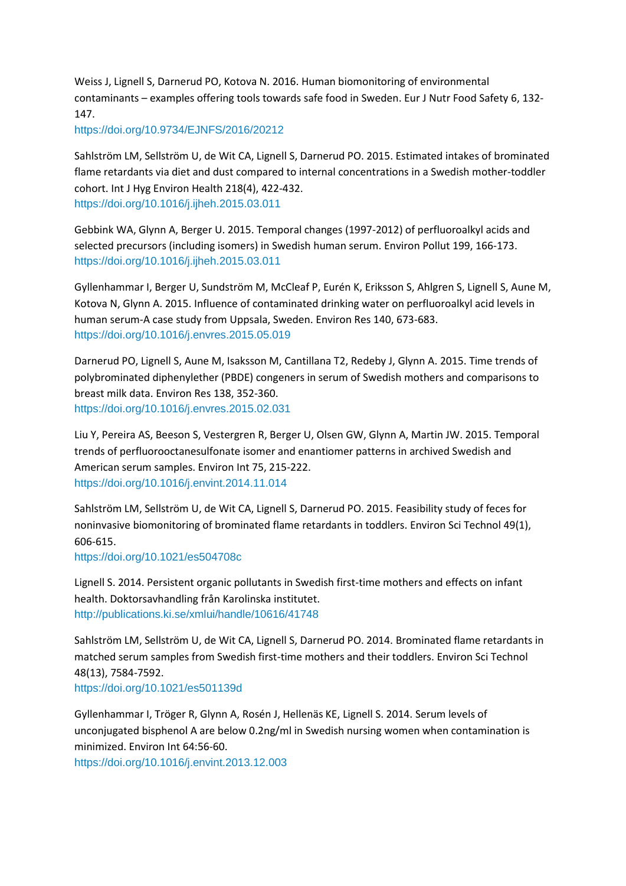Weiss J, Lignell S, Darnerud PO, Kotova N. 2016. Human biomonitoring of environmental contaminants – examples offering tools towards safe food in Sweden. Eur J Nutr Food Safety 6, 132-147.
https://doi.org/10.9734/EJNFS/2016/20212

Sahlström LM, Sellström U, de Wit CA, Lignell S, Darnerud PO. 2015. Estimated intakes of brominated flame retardants via diet and dust compared to internal concentrations in a Swedish mother-toddler cohort. Int J Hyg Environ Health 218(4), 422-432.
https://doi.org/10.1016/j.ijheh.2015.03.011

Gebbink WA, Glynn A, Berger U. 2015. Temporal changes (1997-2012) of perfluoroalkyl acids and selected precursors (including isomers) in Swedish human serum. Environ Pollut 199, 166-173.
https://doi.org/10.1016/j.ijheh.2015.03.011

Gyllenhammar I, Berger U, Sundström M, McCleaf P, Eurén K, Eriksson S, Ahlgren S, Lignell S, Aune M, Kotova N, Glynn A. 2015. Influence of contaminated drinking water on perfluoroalkyl acid levels in human serum-A case study from Uppsala, Sweden. Environ Res 140, 673-683.
https://doi.org/10.1016/j.envres.2015.05.019

Darnerud PO, Lignell S, Aune M, Isaksson M, Cantillana T2, Redeby J, Glynn A. 2015. Time trends of polybrominated diphenylether (PBDE) congeners in serum of Swedish mothers and comparisons to breast milk data. Environ Res 138, 352-360.
https://doi.org/10.1016/j.envres.2015.02.031

Liu Y, Pereira AS, Beeson S, Vestergren R, Berger U, Olsen GW, Glynn A, Martin JW. 2015. Temporal trends of perfluorooctanesulfonate isomer and enantiomer patterns in archived Swedish and American serum samples. Environ Int 75, 215-222.
https://doi.org/10.1016/j.envint.2014.11.014

Sahlström LM, Sellström U, de Wit CA, Lignell S, Darnerud PO. 2015. Feasibility study of feces for noninvasive biomonitoring of brominated flame retardants in toddlers. Environ Sci Technol 49(1), 606-615.
https://doi.org/10.1021/es504708c

Lignell S. 2014. Persistent organic pollutants in Swedish first-time mothers and effects on infant health. Doktorsavhandling från Karolinska institutet.
http://publications.ki.se/xmlui/handle/10616/41748

Sahlström LM, Sellström U, de Wit CA, Lignell S, Darnerud PO. 2014. Brominated flame retardants in matched serum samples from Swedish first-time mothers and their toddlers. Environ Sci Technol 48(13), 7584-7592.
https://doi.org/10.1021/es501139d

Gyllenhammar I, Tröger R, Glynn A, Rosén J, Hellenäs KE, Lignell S. 2014. Serum levels of unconjugated bisphenol A are below 0.2ng/ml in Swedish nursing women when contamination is minimized. Environ Int 64:56-60.
https://doi.org/10.1016/j.envint.2013.12.003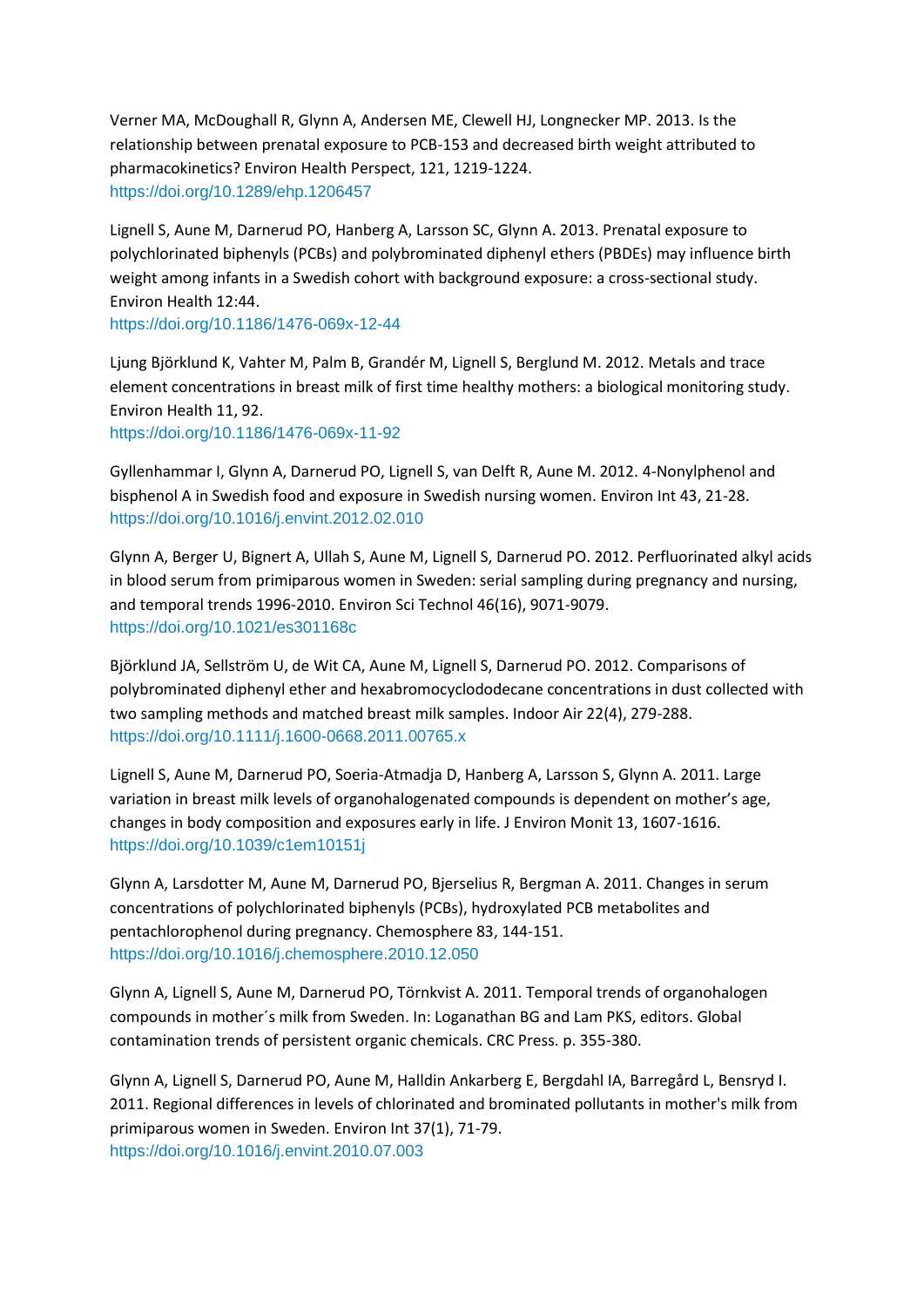Verner MA, McDoughall R, Glynn A, Andersen ME, Clewell HJ, Longnecker MP. 2013. Is the relationship between prenatal exposure to PCB-153 and decreased birth weight attributed to pharmacokinetics? Environ Health Perspect, 121, 1219-1224.
https://doi.org/10.1289/ehp.1206457

Lignell S, Aune M, Darnerud PO, Hanberg A, Larsson SC, Glynn A. 2013. Prenatal exposure to polychlorinated biphenyls (PCBs) and polybrominated diphenyl ethers (PBDEs) may influence birth weight among infants in a Swedish cohort with background exposure: a cross-sectional study. Environ Health 12:44.
https://doi.org/10.1186/1476-069x-12-44

Ljung Björklund K, Vahter M, Palm B, Grandér M, Lignell S, Berglund M. 2012. Metals and trace element concentrations in breast milk of first time healthy mothers: a biological monitoring study. Environ Health 11, 92.
https://doi.org/10.1186/1476-069x-11-92

Gyllenhammar I, Glynn A, Darnerud PO, Lignell S, van Delft R, Aune M. 2012. 4-Nonylphenol and bisphenol A in Swedish food and exposure in Swedish nursing women. Environ Int 43, 21-28.
https://doi.org/10.1016/j.envint.2012.02.010

Glynn A, Berger U, Bignert A, Ullah S, Aune M, Lignell S, Darnerud PO. 2012. Perfluorinated alkyl acids in blood serum from primiparous women in Sweden: serial sampling during pregnancy and nursing, and temporal trends 1996-2010. Environ Sci Technol 46(16), 9071-9079.
https://doi.org/10.1021/es301168c

Björklund JA, Sellström U, de Wit CA, Aune M, Lignell S, Darnerud PO. 2012. Comparisons of polybrominated diphenyl ether and hexabromocyclododecane concentrations in dust collected with two sampling methods and matched breast milk samples. Indoor Air 22(4), 279-288.
https://doi.org/10.1111/j.1600-0668.2011.00765.x

Lignell S, Aune M, Darnerud PO, Soeria-Atmadja D, Hanberg A, Larsson S, Glynn A. 2011. Large variation in breast milk levels of organohalogenated compounds is dependent on mother's age, changes in body composition and exposures early in life. J Environ Monit 13, 1607-1616.
https://doi.org/10.1039/c1em10151j

Glynn A, Larsdotter M, Aune M, Darnerud PO, Bjerselius R, Bergman A. 2011. Changes in serum concentrations of polychlorinated biphenyls (PCBs), hydroxylated PCB metabolites and pentachlorophenol during pregnancy. Chemosphere 83, 144-151.
https://doi.org/10.1016/j.chemosphere.2010.12.050

Glynn A, Lignell S, Aune M, Darnerud PO, Törnkvist A. 2011. Temporal trends of organohalogen compounds in mother´s milk from Sweden. In: Loganathan BG and Lam PKS, editors. Global contamination trends of persistent organic chemicals. CRC Press. p. 355-380.

Glynn A, Lignell S, Darnerud PO, Aune M, Halldin Ankarberg E, Bergdahl IA, Barregård L, Bensryd I. 2011. Regional differences in levels of chlorinated and brominated pollutants in mother's milk from primiparous women in Sweden. Environ Int 37(1), 71-79.
https://doi.org/10.1016/j.envint.2010.07.003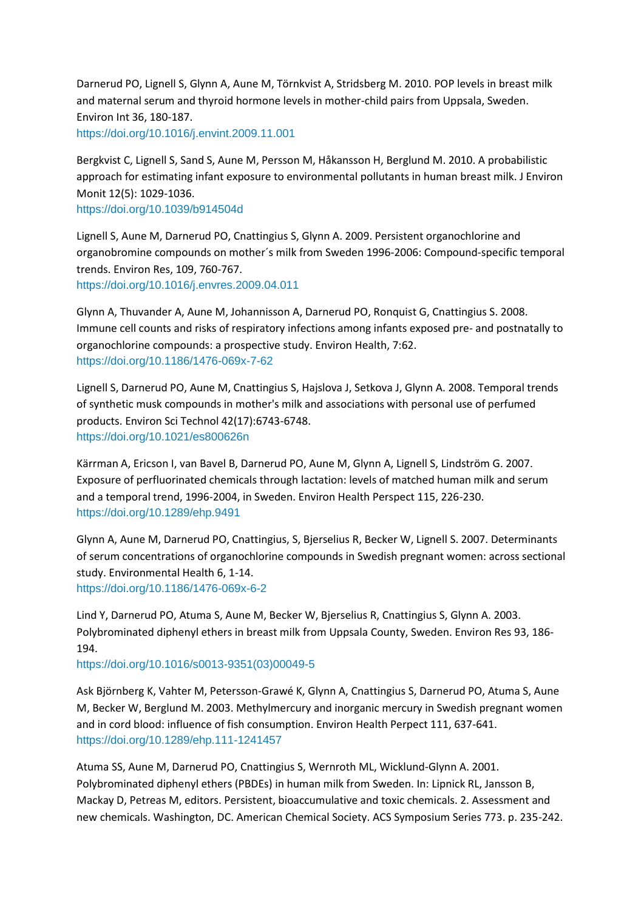Darnerud PO, Lignell S, Glynn A, Aune M, Törnkvist A, Stridsberg M. 2010. POP levels in breast milk and maternal serum and thyroid hormone levels in mother-child pairs from Uppsala, Sweden. Environ Int 36, 180-187.
https://doi.org/10.1016/j.envint.2009.11.001

Bergkvist C, Lignell S, Sand S, Aune M, Persson M, Håkansson H, Berglund M. 2010. A probabilistic approach for estimating infant exposure to environmental pollutants in human breast milk. J Environ Monit 12(5): 1029-1036.
https://doi.org/10.1039/b914504d

Lignell S, Aune M, Darnerud PO, Cnattingius S, Glynn A. 2009. Persistent organochlorine and organobromine compounds on mother´s milk from Sweden 1996-2006: Compound-specific temporal trends. Environ Res, 109, 760-767.
https://doi.org/10.1016/j.envres.2009.04.011

Glynn A, Thuvander A, Aune M, Johannisson A, Darnerud PO, Ronquist G, Cnattingius S. 2008. Immune cell counts and risks of respiratory infections among infants exposed pre- and postnatally to organochlorine compounds: a prospective study. Environ Health, 7:62.
https://doi.org/10.1186/1476-069x-7-62

Lignell S, Darnerud PO, Aune M, Cnattingius S, Hajslova J, Setkova J, Glynn A. 2008. Temporal trends of synthetic musk compounds in mother's milk and associations with personal use of perfumed products. Environ Sci Technol 42(17):6743-6748.
https://doi.org/10.1021/es800626n

Kärrman A, Ericson I, van Bavel B, Darnerud PO, Aune M, Glynn A, Lignell S, Lindström G. 2007. Exposure of perfluorinated chemicals through lactation: levels of matched human milk and serum and a temporal trend, 1996-2004, in Sweden. Environ Health Perspect 115, 226-230.
https://doi.org/10.1289/ehp.9491

Glynn A, Aune M, Darnerud PO, Cnattingius, S, Bjerselius R, Becker W, Lignell S. 2007. Determinants of serum concentrations of organochlorine compounds in Swedish pregnant women: across sectional study. Environmental Health 6, 1-14.
https://doi.org/10.1186/1476-069x-6-2

Lind Y, Darnerud PO, Atuma S, Aune M, Becker W, Bjerselius R, Cnattingius S, Glynn A. 2003. Polybrominated diphenyl ethers in breast milk from Uppsala County, Sweden. Environ Res 93, 186-194.
https://doi.org/10.1016/s0013-9351(03)00049-5

Ask Björnberg K, Vahter M, Petersson-Grawé K, Glynn A, Cnattingius S, Darnerud PO, Atuma S, Aune M, Becker W, Berglund M. 2003. Methylmercury and inorganic mercury in Swedish pregnant women and in cord blood: influence of fish consumption. Environ Health Perpect 111, 637-641.
https://doi.org/10.1289/ehp.111-1241457

Atuma SS, Aune M, Darnerud PO, Cnattingius S, Wernroth ML, Wicklund-Glynn A. 2001. Polybrominated diphenyl ethers (PBDEs) in human milk from Sweden. In: Lipnick RL, Jansson B, Mackay D, Petreas M, editors. Persistent, bioaccumulative and toxic chemicals. 2. Assessment and new chemicals. Washington, DC. American Chemical Society. ACS Symposium Series 773. p. 235-242.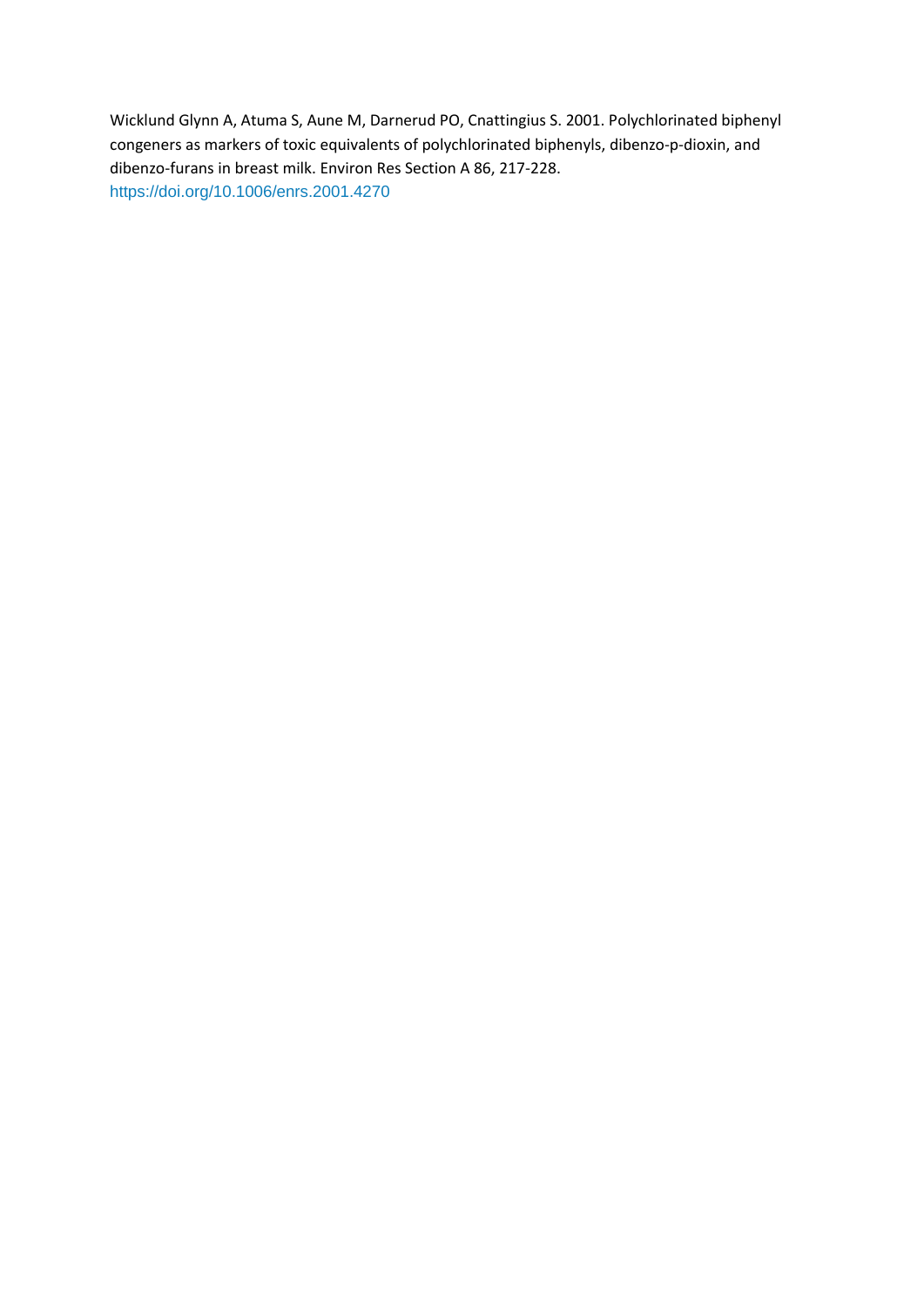Wicklund Glynn A, Atuma S, Aune M, Darnerud PO, Cnattingius S. 2001. Polychlorinated biphenyl congeners as markers of toxic equivalents of polychlorinated biphenyls, dibenzo-p-dioxin, and dibenzo-furans in breast milk. Environ Res Section A 86, 217-228.
https://doi.org/10.1006/enrs.2001.4270